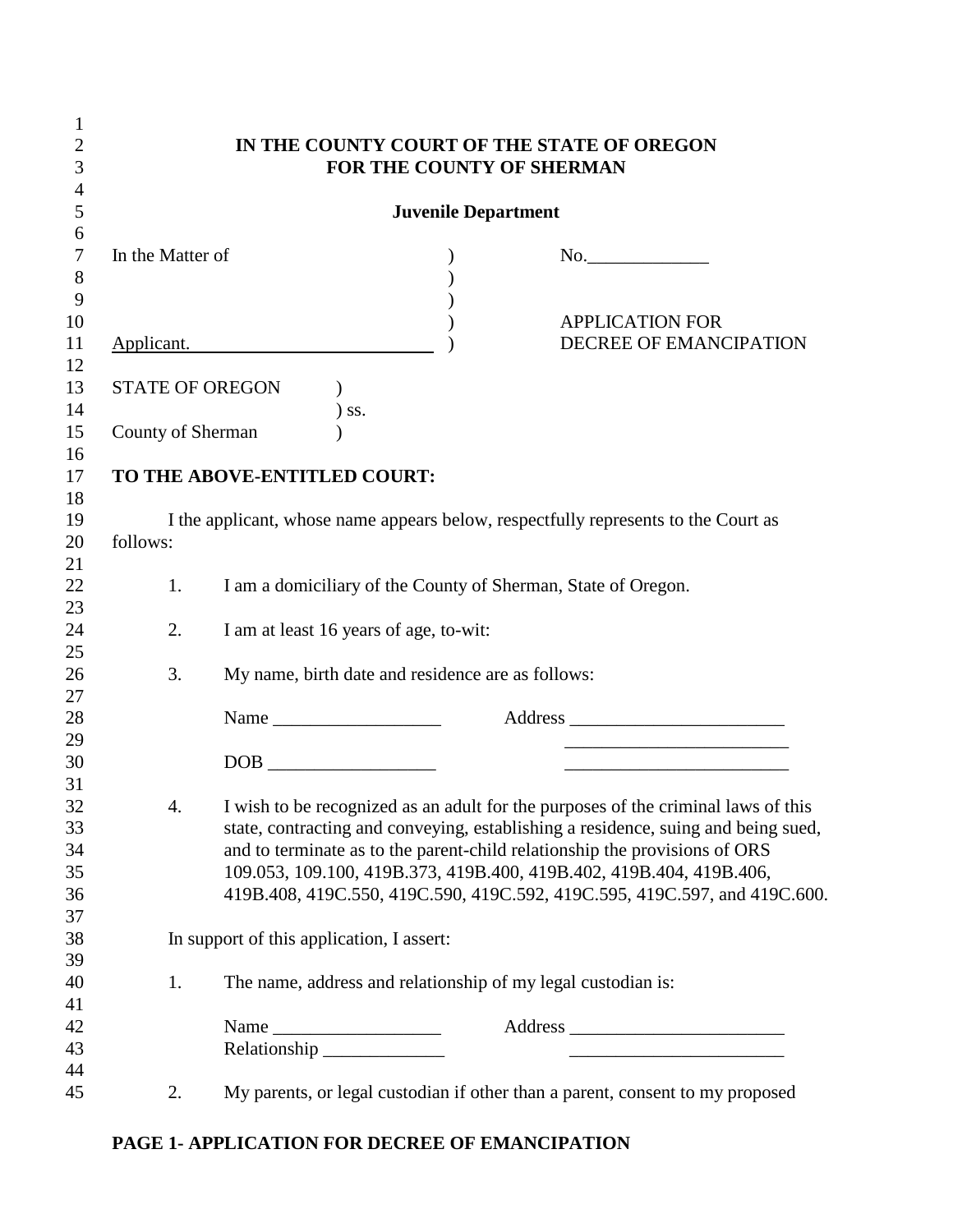**IN THE COUNTY COURT OF THE STATE OF OREGON**
**FOR THE COUNTY OF SHERMAN**

**Juvenile Department**

In the Matter of ) No.\_\_\_\_\_\_\_\_\_\_\_\_\_
)
)
) APPLICATION FOR
Applicant. ) DECREE OF EMANCIPATION

STATE OF OREGON )
) ss.
County of Sherman )

**TO THE ABOVE-ENTITLED COURT:**

I the applicant, whose name appears below, respectfully represents to the Court as follows:

1. I am a domiciliary of the County of Sherman, State of Oregon.

2. I am at least 16 years of age, to-wit:

3. My name, birth date and residence are as follows:

   Name \_\_\_\_\_\_\_\_\_\_\_\_\_\_\_\_\_\_ Address \_\_\_\_\_\_\_\_\_\_\_\_\_\_\_\_\_\_\_\_\_\_\_

   \_\_\_\_\_\_\_\_\_\_\_\_\_\_\_\_\_\_\_\_\_\_\_\_\_

   DOB \_\_\_\_\_\_\_\_\_\_\_\_\_\_\_\_\_\_ \_\_\_\_\_\_\_\_\_\_\_\_\_\_\_\_\_\_\_\_\_\_\_\_\_

4. I wish to be recognized as an adult for the purposes of the criminal laws of this state, contracting and conveying, establishing a residence, suing and being sued, and to terminate as to the parent-child relationship the provisions of ORS 109.053, 109.100, 419B.373, 419B.400, 419B.402, 419B.404, 419B.406, 419B.408, 419C.550, 419C.590, 419C.592, 419C.595, 419C.597, and 419C.600.

In support of this application, I assert:

1. The name, address and relationship of my legal custodian is:

   Name \_\_\_\_\_\_\_\_\_\_\_\_\_\_\_\_\_\_ Address \_\_\_\_\_\_\_\_\_\_\_\_\_\_\_\_\_\_\_\_\_\_\_
   Relationship \_\_\_\_\_\_\_\_\_\_\_\_\_ \_\_\_\_\_\_\_\_\_\_\_\_\_\_\_\_\_\_\_\_\_\_\_

2. My parents, or legal custodian if other than a parent, consent to my proposed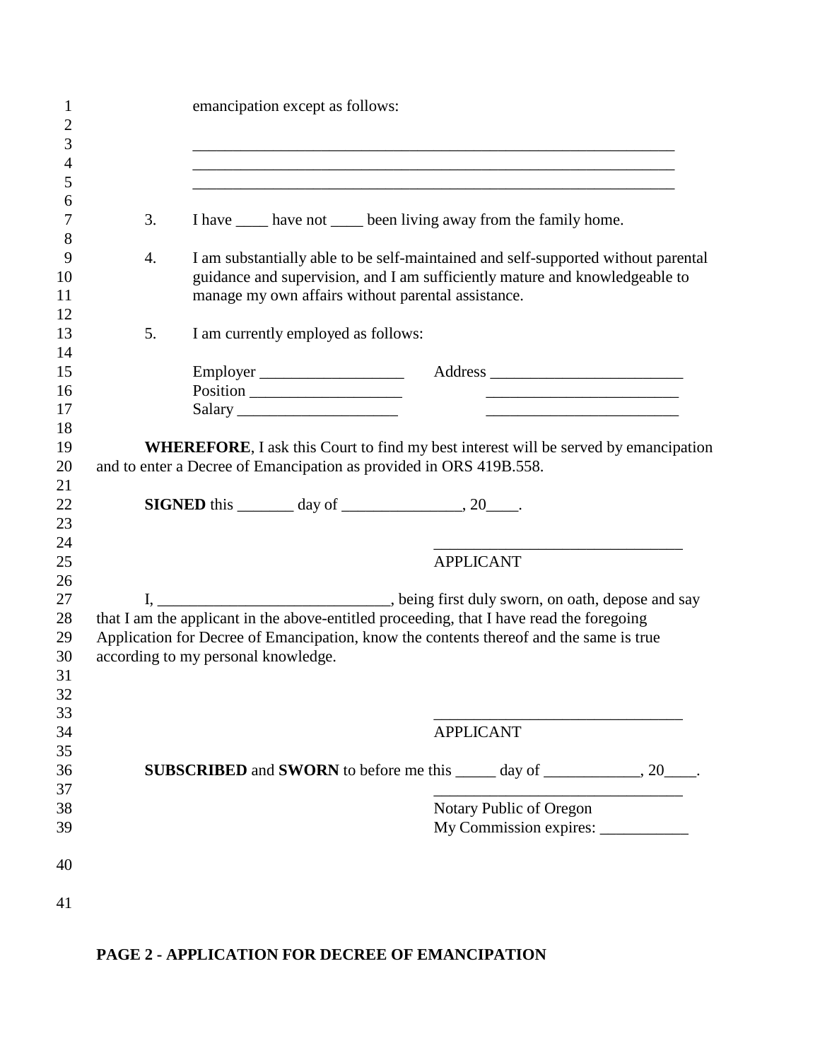emancipation except as follows:

_______________________________________________________________
_______________________________________________________________
_______________________________________________________________

3. I have ____ have not ____ been living away from the family home.

4. I am substantially able to be self-maintained and self-supported without parental guidance and supervision, and I am sufficiently mature and knowledgeable to manage my own affairs without parental assistance.

5. I am currently employed as follows:

Employer __________________ Address ________________________
Position ___________________ ________________________
Salary ____________________ ________________________

**WHEREFORE**, I ask this Court to find my best interest will be served by emancipation and to enter a Decree of Emancipation as provided in ORS 419B.558.

**SIGNED** this _______ day of _______________, 20____.

_______________________________
APPLICANT

I, _____________________________, being first duly sworn, on oath, depose and say that I am the applicant in the above-entitled proceeding, that I have read the foregoing Application for Decree of Emancipation, know the contents thereof and the same is true according to my personal knowledge.

_______________________________
APPLICANT

**SUBSCRIBED** and **SWORN** to before me this _____ day of ____________, 20____.

_______________________________
Notary Public of Oregon
My Commission expires: ___________

**PAGE 2 - APPLICATION FOR DECREE OF EMANCIPATION**